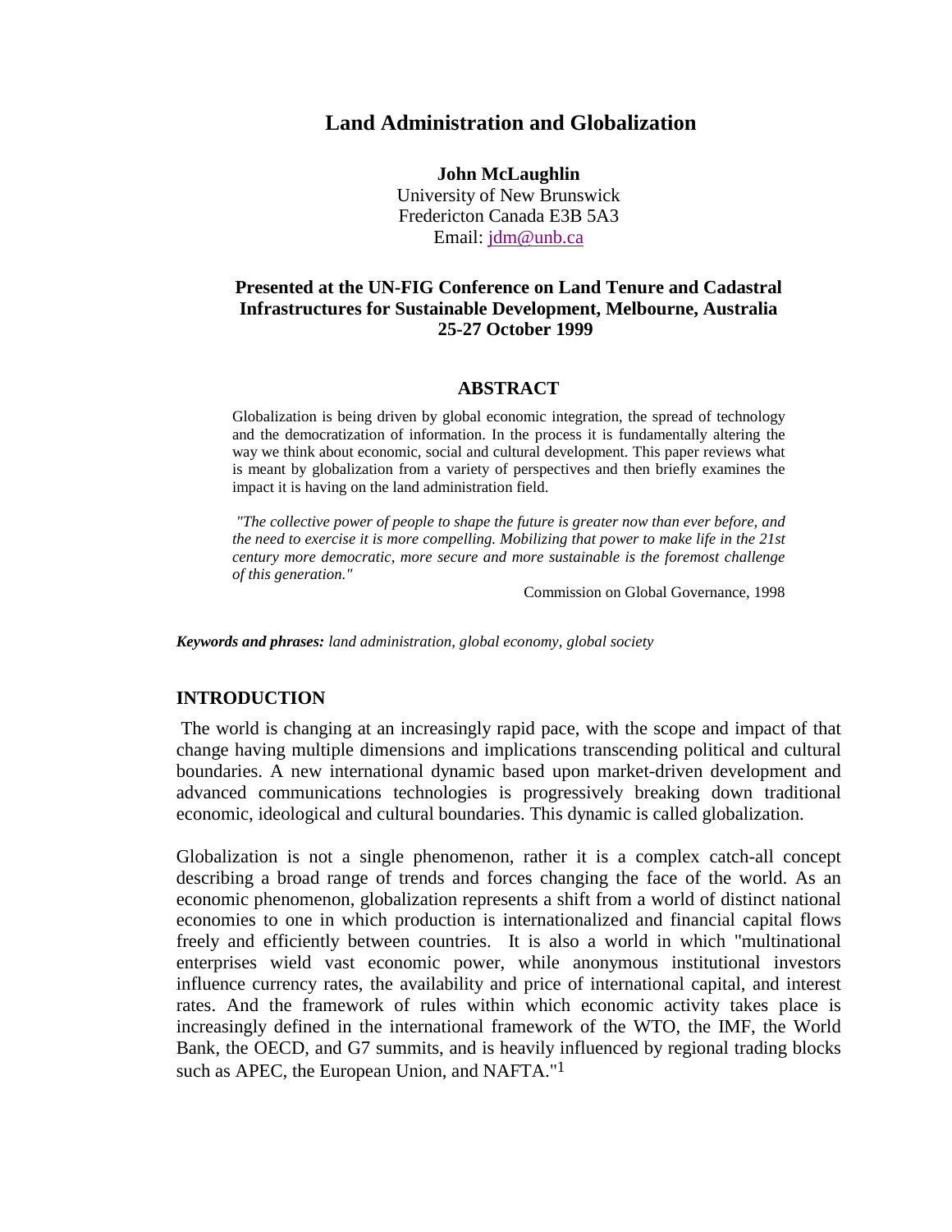# Land Administration and Globalization

**John McLaughlin**
University of New Brunswick
Fredericton Canada E3B 5A3
Email: jdm@unb.ca

**Presented at the UN-FIG Conference on Land Tenure and Cadastral Infrastructures for Sustainable Development, Melbourne, Australia 25-27 October 1999**

## ABSTRACT

Globalization is being driven by global economic integration, the spread of technology and the democratization of information. In the process it is fundamentally altering the way we think about economic, social and cultural development. This paper reviews what is meant by globalization from a variety of perspectives and then briefly examines the impact it is having on the land administration field.

*"The collective power of people to shape the future is greater now than ever before, and the need to exercise it is more compelling. Mobilizing that power to make life in the 21st century more democratic, more secure and more sustainable is the foremost challenge of this generation."*

Commission on Global Governance, 1998

***Keywords and phrases:*** *land administration, global economy, global society*

## INTRODUCTION

The world is changing at an increasingly rapid pace, with the scope and impact of that change having multiple dimensions and implications transcending political and cultural boundaries. A new international dynamic based upon market-driven development and advanced communications technologies is progressively breaking down traditional economic, ideological and cultural boundaries. This dynamic is called globalization.

Globalization is not a single phenomenon, rather it is a complex catch-all concept describing a broad range of trends and forces changing the face of the world. As an economic phenomenon, globalization represents a shift from a world of distinct national economies to one in which production is internationalized and financial capital flows freely and efficiently between countries. It is also a world in which "multinational enterprises wield vast economic power, while anonymous institutional investors influence currency rates, the availability and price of international capital, and interest rates. And the framework of rules within which economic activity takes place is increasingly defined in the international framework of the WTO, the IMF, the World Bank, the OECD, and G7 summits, and is heavily influenced by regional trading blocks such as APEC, the European Union, and NAFTA."[1]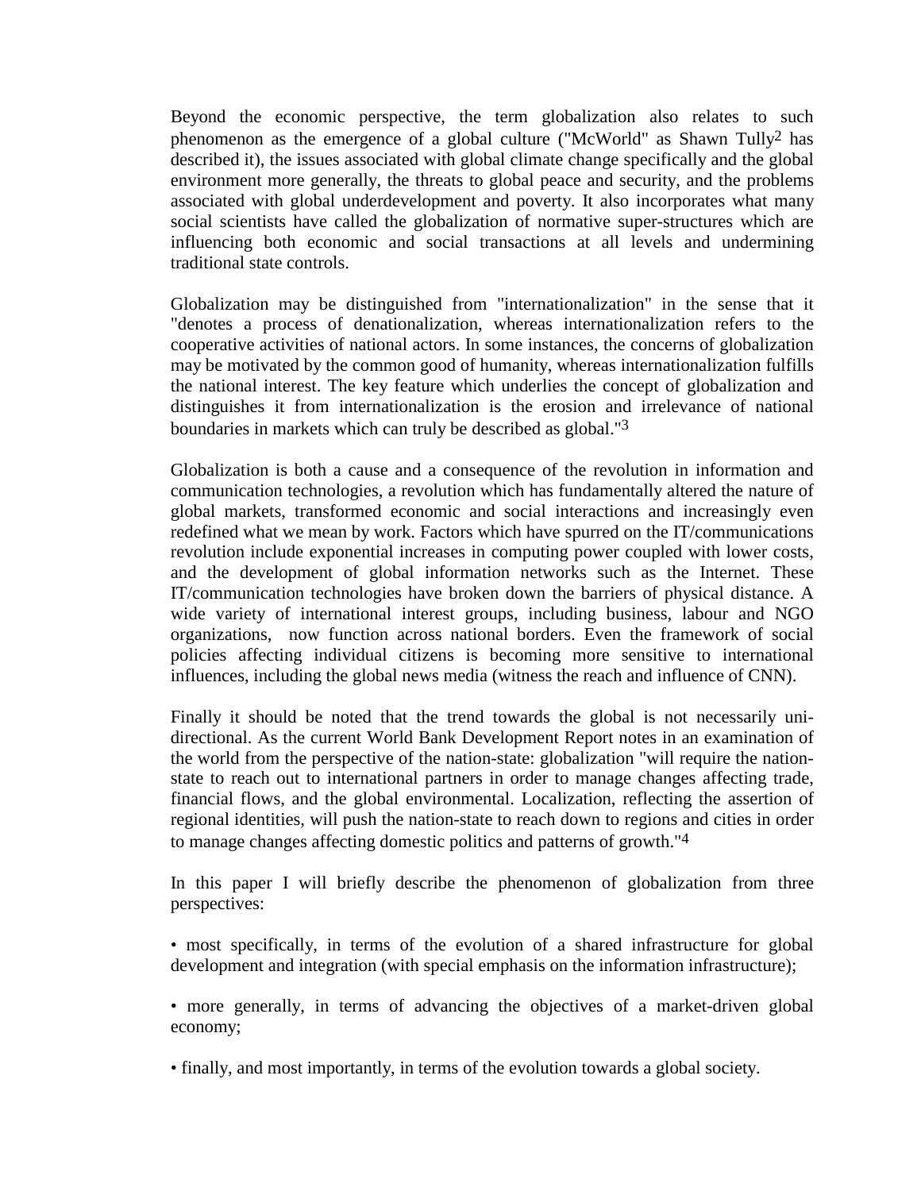Beyond the economic perspective, the term globalization also relates to such phenomenon as the emergence of a global culture ("McWorld" as Shawn Tully[2] has described it), the issues associated with global climate change specifically and the global environment more generally, the threats to global peace and security, and the problems associated with global underdevelopment and poverty. It also incorporates what many social scientists have called the globalization of normative super-structures which are influencing both economic and social transactions at all levels and undermining traditional state controls.

Globalization may be distinguished from "internationalization" in the sense that it "denotes a process of denationalization, whereas internationalization refers to the cooperative activities of national actors. In some instances, the concerns of globalization may be motivated by the common good of humanity, whereas internationalization fulfills the national interest. The key feature which underlies the concept of globalization and distinguishes it from internationalization is the erosion and irrelevance of national boundaries in markets which can truly be described as global."[3]

Globalization is both a cause and a consequence of the revolution in information and communication technologies, a revolution which has fundamentally altered the nature of global markets, transformed economic and social interactions and increasingly even redefined what we mean by work. Factors which have spurred on the IT/communications revolution include exponential increases in computing power coupled with lower costs, and the development of global information networks such as the Internet. These IT/communication technologies have broken down the barriers of physical distance. A wide variety of international interest groups, including business, labour and NGO organizations, now function across national borders. Even the framework of social policies affecting individual citizens is becoming more sensitive to international influences, including the global news media (witness the reach and influence of CNN).

Finally it should be noted that the trend towards the global is not necessarily uni-directional. As the current World Bank Development Report notes in an examination of the world from the perspective of the nation-state: globalization "will require the nation-state to reach out to international partners in order to manage changes affecting trade, financial flows, and the global environmental. Localization, reflecting the assertion of regional identities, will push the nation-state to reach down to regions and cities in order to manage changes affecting domestic politics and patterns of growth."[4]

In this paper I will briefly describe the phenomenon of globalization from three perspectives:

- most specifically, in terms of the evolution of a shared infrastructure for global development and integration (with special emphasis on the information infrastructure);
- more generally, in terms of advancing the objectives of a market-driven global economy;
- finally, and most importantly, in terms of the evolution towards a global society.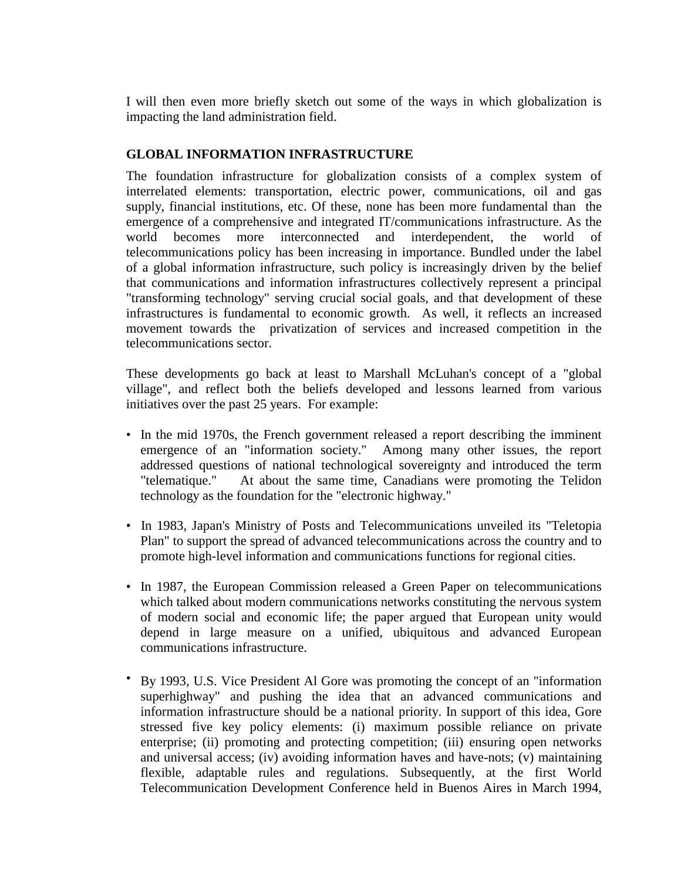I will then even more briefly sketch out some of the ways in which globalization is impacting the land administration field.

## GLOBAL INFORMATION INFRASTRUCTURE

The foundation infrastructure for globalization consists of a complex system of interrelated elements: transportation, electric power, communications, oil and gas supply, financial institutions, etc. Of these, none has been more fundamental than the emergence of a comprehensive and integrated IT/communications infrastructure. As the world becomes more interconnected and interdependent, the world of telecommunications policy has been increasing in importance. Bundled under the label of a global information infrastructure, such policy is increasingly driven by the belief that communications and information infrastructures collectively represent a principal "transforming technology" serving crucial social goals, and that development of these infrastructures is fundamental to economic growth. As well, it reflects an increased movement towards the privatization of services and increased competition in the telecommunications sector.

These developments go back at least to Marshall McLuhan's concept of a "global village", and reflect both the beliefs developed and lessons learned from various initiatives over the past 25 years. For example:

- In the mid 1970s, the French government released a report describing the imminent emergence of an "information society." Among many other issues, the report addressed questions of national technological sovereignty and introduced the term "telematique." At about the same time, Canadians were promoting the Telidon technology as the foundation for the "electronic highway."

- In 1983, Japan's Ministry of Posts and Telecommunications unveiled its "Teletopia Plan" to support the spread of advanced telecommunications across the country and to promote high-level information and communications functions for regional cities.

- In 1987, the European Commission released a Green Paper on telecommunications which talked about modern communications networks constituting the nervous system of modern social and economic life; the paper argued that European unity would depend in large measure on a unified, ubiquitous and advanced European communications infrastructure.

- By 1993, U.S. Vice President Al Gore was promoting the concept of an "information superhighway" and pushing the idea that an advanced communications and information infrastructure should be a national priority. In support of this idea, Gore stressed five key policy elements: (i) maximum possible reliance on private enterprise; (ii) promoting and protecting competition; (iii) ensuring open networks and universal access; (iv) avoiding information haves and have-nots; (v) maintaining flexible, adaptable rules and regulations. Subsequently, at the first World Telecommunication Development Conference held in Buenos Aires in March 1994,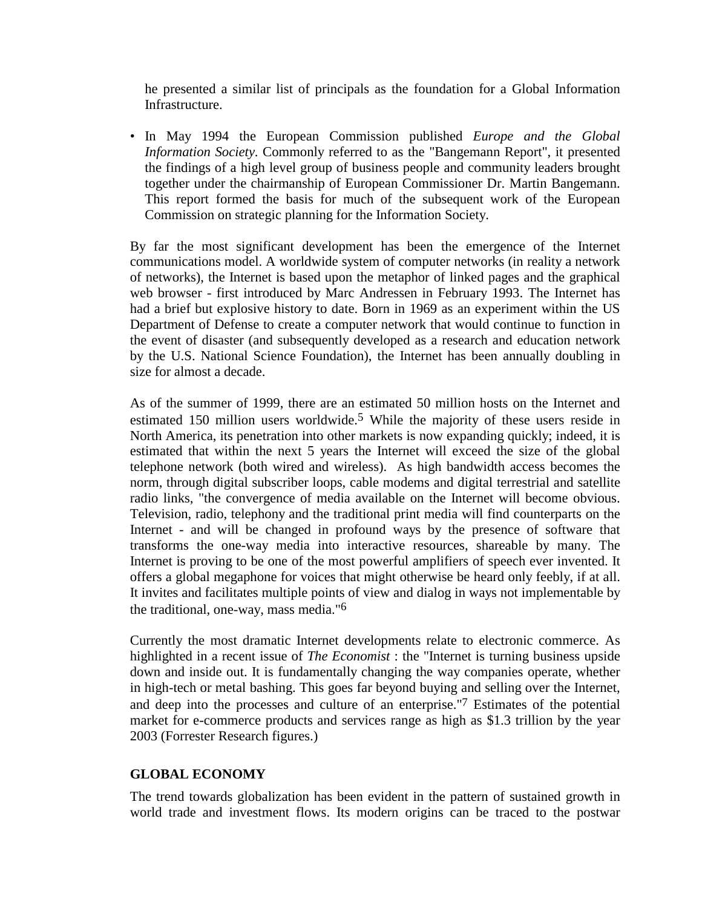he presented a similar list of principals as the foundation for a Global Information Infrastructure.

- In May 1994 the European Commission published *Europe and the Global Information Society*. Commonly referred to as the "Bangemann Report", it presented the findings of a high level group of business people and community leaders brought together under the chairmanship of European Commissioner Dr. Martin Bangemann. This report formed the basis for much of the subsequent work of the European Commission on strategic planning for the Information Society.

By far the most significant development has been the emergence of the Internet communications model. A worldwide system of computer networks (in reality a network of networks), the Internet is based upon the metaphor of linked pages and the graphical web browser - first introduced by Marc Andressen in February 1993. The Internet has had a brief but explosive history to date. Born in 1969 as an experiment within the US Department of Defense to create a computer network that would continue to function in the event of disaster (and subsequently developed as a research and education network by the U.S. National Science Foundation), the Internet has been annually doubling in size for almost a decade.

As of the summer of 1999, there are an estimated 50 million hosts on the Internet and estimated 150 million users worldwide.[5] While the majority of these users reside in North America, its penetration into other markets is now expanding quickly; indeed, it is estimated that within the next 5 years the Internet will exceed the size of the global telephone network (both wired and wireless). As high bandwidth access becomes the norm, through digital subscriber loops, cable modems and digital terrestrial and satellite radio links, "the convergence of media available on the Internet will become obvious. Television, radio, telephony and the traditional print media will find counterparts on the Internet - and will be changed in profound ways by the presence of software that transforms the one-way media into interactive resources, shareable by many. The Internet is proving to be one of the most powerful amplifiers of speech ever invented. It offers a global megaphone for voices that might otherwise be heard only feebly, if at all. It invites and facilitates multiple points of view and dialog in ways not implementable by the traditional, one-way, mass media."[6]

Currently the most dramatic Internet developments relate to electronic commerce. As highlighted in a recent issue of *The Economist* : the "Internet is turning business upside down and inside out. It is fundamentally changing the way companies operate, whether in high-tech or metal bashing. This goes far beyond buying and selling over the Internet, and deep into the processes and culture of an enterprise."[7] Estimates of the potential market for e-commerce products and services range as high as $1.3 trillion by the year 2003 (Forrester Research figures.)

**GLOBAL ECONOMY**

The trend towards globalization has been evident in the pattern of sustained growth in world trade and investment flows. Its modern origins can be traced to the postwar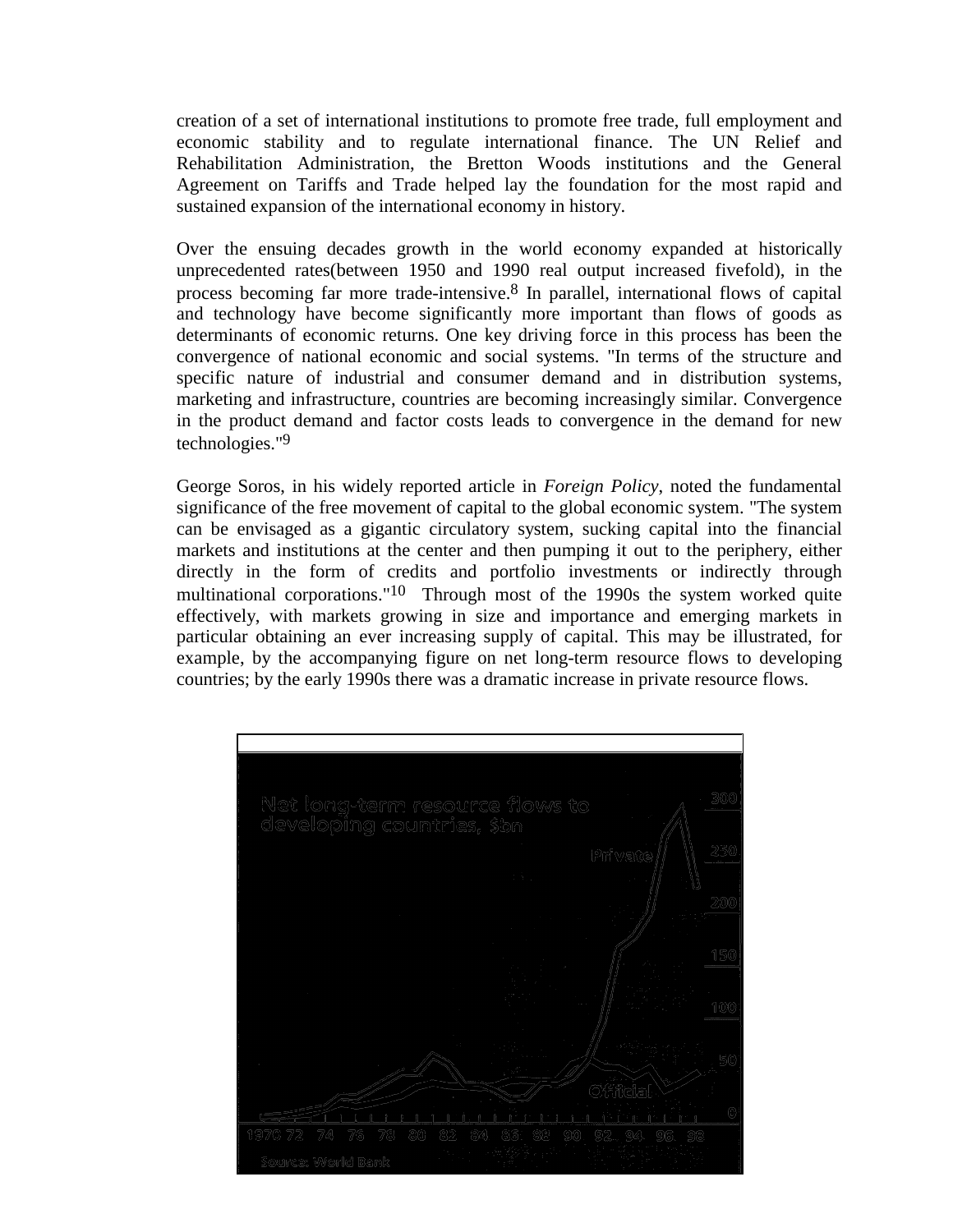creation of a set of international institutions to promote free trade, full employment and economic stability and to regulate international finance. The UN Relief and Rehabilitation Administration, the Bretton Woods institutions and the General Agreement on Tariffs and Trade helped lay the foundation for the most rapid and sustained expansion of the international economy in history.

Over the ensuing decades growth in the world economy expanded at historically unprecedented rates(between 1950 and 1990 real output increased fivefold), in the process becoming far more trade-intensive.[8] In parallel, international flows of capital and technology have become significantly more important than flows of goods as determinants of economic returns. One key driving force in this process has been the convergence of national economic and social systems. "In terms of the structure and specific nature of industrial and consumer demand and in distribution systems, marketing and infrastructure, countries are becoming increasingly similar. Convergence in the product demand and factor costs leads to convergence in the demand for new technologies."[9]

George Soros, in his widely reported article in *Foreign Policy*, noted the fundamental significance of the free movement of capital to the global economic system. "The system can be envisaged as a gigantic circulatory system, sucking capital into the financial markets and institutions at the center and then pumping it out to the periphery, either directly in the form of credits and portfolio investments or indirectly through multinational corporations."[10] Through most of the 1990s the system worked quite effectively, with markets growing in size and importance and emerging markets in particular obtaining an ever increasing supply of capital. This may be illustrated, for example, by the accompanying figure on net long-term resource flows to developing countries; by the early 1990s there was a dramatic increase in private resource flows.

Net long-term resource flows to developing countries, $bn

Source: World Bank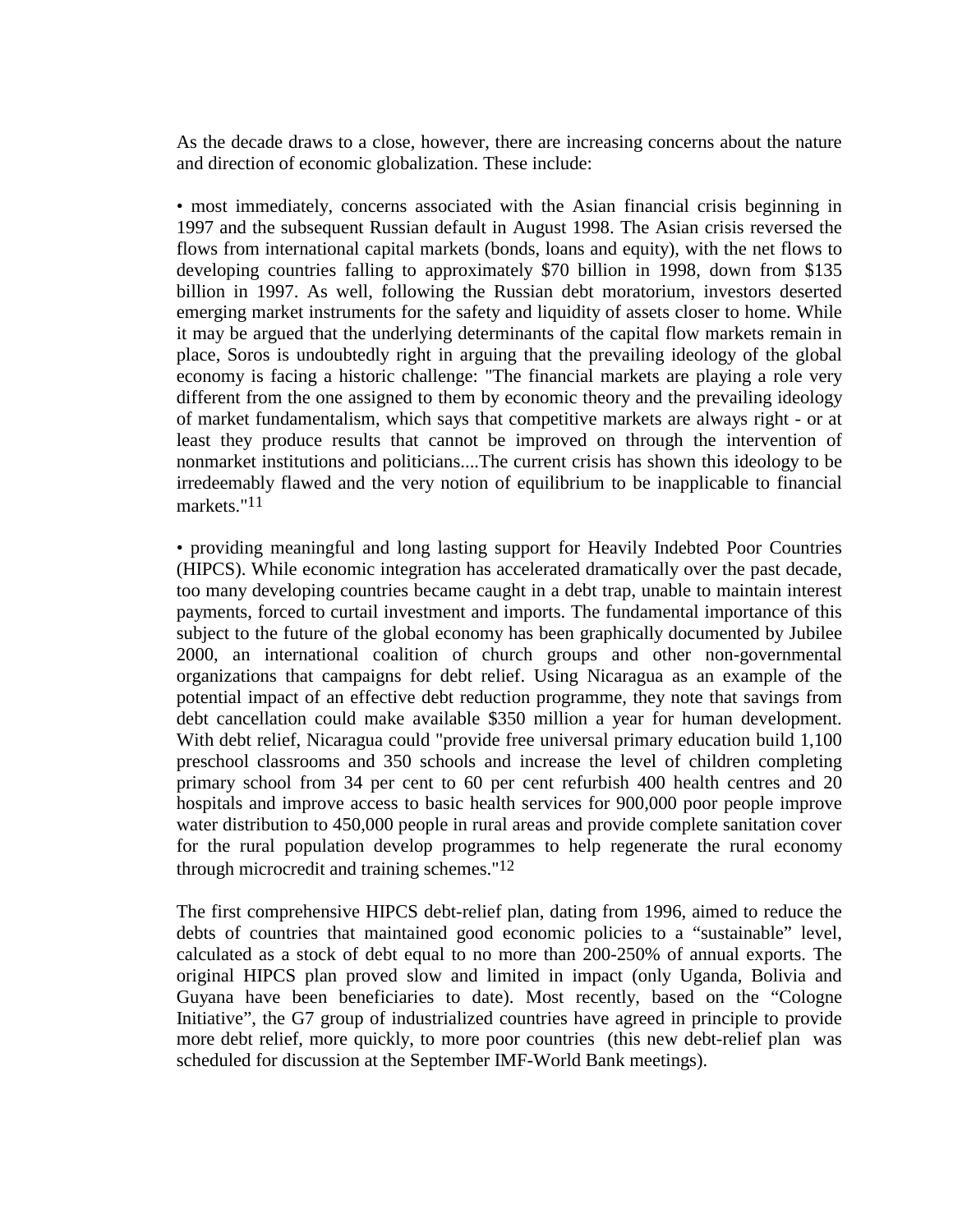As the decade draws to a close, however, there are increasing concerns about the nature and direction of economic globalization. These include:

• most immediately, concerns associated with the Asian financial crisis beginning in 1997 and the subsequent Russian default in August 1998. The Asian crisis reversed the flows from international capital markets (bonds, loans and equity), with the net flows to developing countries falling to approximately $70 billion in 1998, down from $135 billion in 1997. As well, following the Russian debt moratorium, investors deserted emerging market instruments for the safety and liquidity of assets closer to home. While it may be argued that the underlying determinants of the capital flow markets remain in place, Soros is undoubtedly right in arguing that the prevailing ideology of the global economy is facing a historic challenge: "The financial markets are playing a role very different from the one assigned to them by economic theory and the prevailing ideology of market fundamentalism, which says that competitive markets are always right - or at least they produce results that cannot be improved on through the intervention of nonmarket institutions and politicians....The current crisis has shown this ideology to be irredeemably flawed and the very notion of equilibrium to be inapplicable to financial markets."[11]

• providing meaningful and long lasting support for Heavily Indebted Poor Countries (HIPCS). While economic integration has accelerated dramatically over the past decade, too many developing countries became caught in a debt trap, unable to maintain interest payments, forced to curtail investment and imports. The fundamental importance of this subject to the future of the global economy has been graphically documented by Jubilee 2000, an international coalition of church groups and other non-governmental organizations that campaigns for debt relief. Using Nicaragua as an example of the potential impact of an effective debt reduction programme, they note that savings from debt cancellation could make available $350 million a year for human development. With debt relief, Nicaragua could "provide free universal primary education build 1,100 preschool classrooms and 350 schools and increase the level of children completing primary school from 34 per cent to 60 per cent refurbish 400 health centres and 20 hospitals and improve access to basic health services for 900,000 poor people improve water distribution to 450,000 people in rural areas and provide complete sanitation cover for the rural population develop programmes to help regenerate the rural economy through microcredit and training schemes."[12]

The first comprehensive HIPCS debt-relief plan, dating from 1996, aimed to reduce the debts of countries that maintained good economic policies to a "sustainable" level, calculated as a stock of debt equal to no more than 200-250% of annual exports. The original HIPCS plan proved slow and limited in impact (only Uganda, Bolivia and Guyana have been beneficiaries to date). Most recently, based on the "Cologne Initiative", the G7 group of industrialized countries have agreed in principle to provide more debt relief, more quickly, to more poor countries (this new debt-relief plan was scheduled for discussion at the September IMF-World Bank meetings).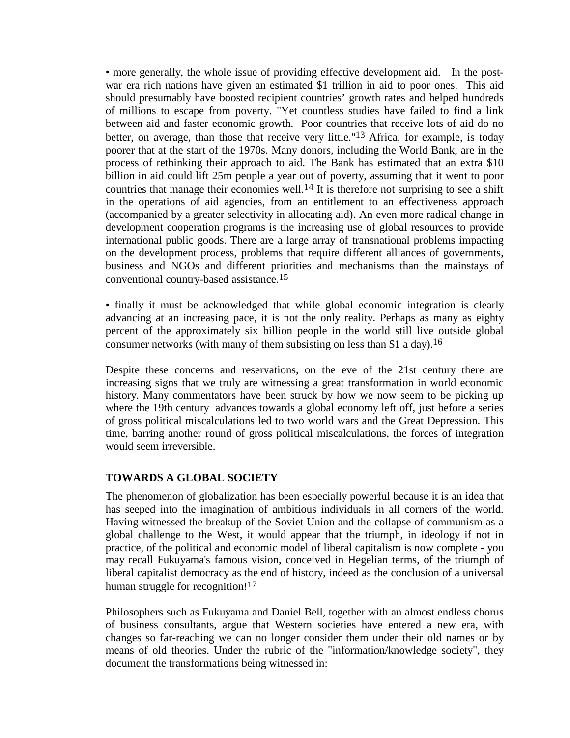• more generally, the whole issue of providing effective development aid. In the post-war era rich nations have given an estimated $1 trillion in aid to poor ones. This aid should presumably have boosted recipient countries' growth rates and helped hundreds of millions to escape from poverty. "Yet countless studies have failed to find a link between aid and faster economic growth. Poor countries that receive lots of aid do no better, on average, than those that receive very little."[13] Africa, for example, is today poorer that at the start of the 1970s. Many donors, including the World Bank, are in the process of rethinking their approach to aid. The Bank has estimated that an extra $10 billion in aid could lift 25m people a year out of poverty, assuming that it went to poor countries that manage their economies well.[14] It is therefore not surprising to see a shift in the operations of aid agencies, from an entitlement to an effectiveness approach (accompanied by a greater selectivity in allocating aid). An even more radical change in development cooperation programs is the increasing use of global resources to provide international public goods. There are a large array of transnational problems impacting on the development process, problems that require different alliances of governments, business and NGOs and different priorities and mechanisms than the mainstays of conventional country-based assistance.[15]

• finally it must be acknowledged that while global economic integration is clearly advancing at an increasing pace, it is not the only reality. Perhaps as many as eighty percent of the approximately six billion people in the world still live outside global consumer networks (with many of them subsisting on less than $1 a day).[16]

Despite these concerns and reservations, on the eve of the 21st century there are increasing signs that we truly are witnessing a great transformation in world economic history. Many commentators have been struck by how we now seem to be picking up where the 19th century advances towards a global economy left off, just before a series of gross political miscalculations led to two world wars and the Great Depression. This time, barring another round of gross political miscalculations, the forces of integration would seem irreversible.

**TOWARDS A GLOBAL SOCIETY**

The phenomenon of globalization has been especially powerful because it is an idea that has seeped into the imagination of ambitious individuals in all corners of the world. Having witnessed the breakup of the Soviet Union and the collapse of communism as a global challenge to the West, it would appear that the triumph, in ideology if not in practice, of the political and economic model of liberal capitalism is now complete - you may recall Fukuyama's famous vision, conceived in Hegelian terms, of the triumph of liberal capitalist democracy as the end of history, indeed as the conclusion of a universal human struggle for recognition![17]

Philosophers such as Fukuyama and Daniel Bell, together with an almost endless chorus of business consultants, argue that Western societies have entered a new era, with changes so far-reaching we can no longer consider them under their old names or by means of old theories. Under the rubric of the "information/knowledge society", they document the transformations being witnessed in: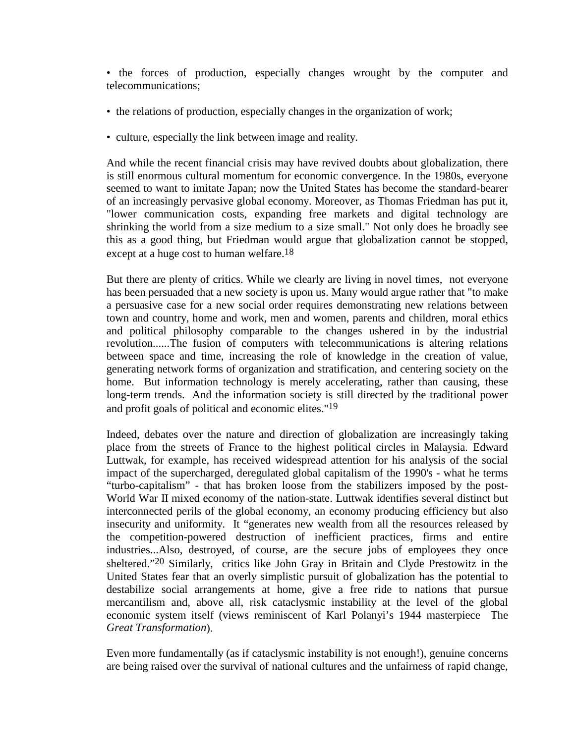• the forces of production, especially changes wrought by the computer and telecommunications;

• the relations of production, especially changes in the organization of work;

• culture, especially the link between image and reality.

And while the recent financial crisis may have revived doubts about globalization, there is still enormous cultural momentum for economic convergence. In the 1980s, everyone seemed to want to imitate Japan; now the United States has become the standard-bearer of an increasingly pervasive global economy. Moreover, as Thomas Friedman has put it, "lower communication costs, expanding free markets and digital technology are shrinking the world from a size medium to a size small." Not only does he broadly see this as a good thing, but Friedman would argue that globalization cannot be stopped, except at a huge cost to human welfare.[18]

But there are plenty of critics. While we clearly are living in novel times, not everyone has been persuaded that a new society is upon us. Many would argue rather that "to make a persuasive case for a new social order requires demonstrating new relations between town and country, home and work, men and women, parents and children, moral ethics and political philosophy comparable to the changes ushered in by the industrial revolution......The fusion of computers with telecommunications is altering relations between space and time, increasing the role of knowledge in the creation of value, generating network forms of organization and stratification, and centering society on the home. But information technology is merely accelerating, rather than causing, these long-term trends. And the information society is still directed by the traditional power and profit goals of political and economic elites."[19]

Indeed, debates over the nature and direction of globalization are increasingly taking place from the streets of France to the highest political circles in Malaysia. Edward Luttwak, for example, has received widespread attention for his analysis of the social impact of the supercharged, deregulated global capitalism of the 1990's - what he terms "turbo-capitalism" - that has broken loose from the stabilizers imposed by the post-World War II mixed economy of the nation-state. Luttwak identifies several distinct but interconnected perils of the global economy, an economy producing efficiency but also insecurity and uniformity. It "generates new wealth from all the resources released by the competition-powered destruction of inefficient practices, firms and entire industries...Also, destroyed, of course, are the secure jobs of employees they once sheltered."[20] Similarly, critics like John Gray in Britain and Clyde Prestowitz in the United States fear that an overly simplistic pursuit of globalization has the potential to destabilize social arrangements at home, give a free ride to nations that pursue mercantilism and, above all, risk cataclysmic instability at the level of the global economic system itself (views reminiscent of Karl Polanyi's 1944 masterpiece The *Great Transformation*).

Even more fundamentally (as if cataclysmic instability is not enough!), genuine concerns are being raised over the survival of national cultures and the unfairness of rapid change,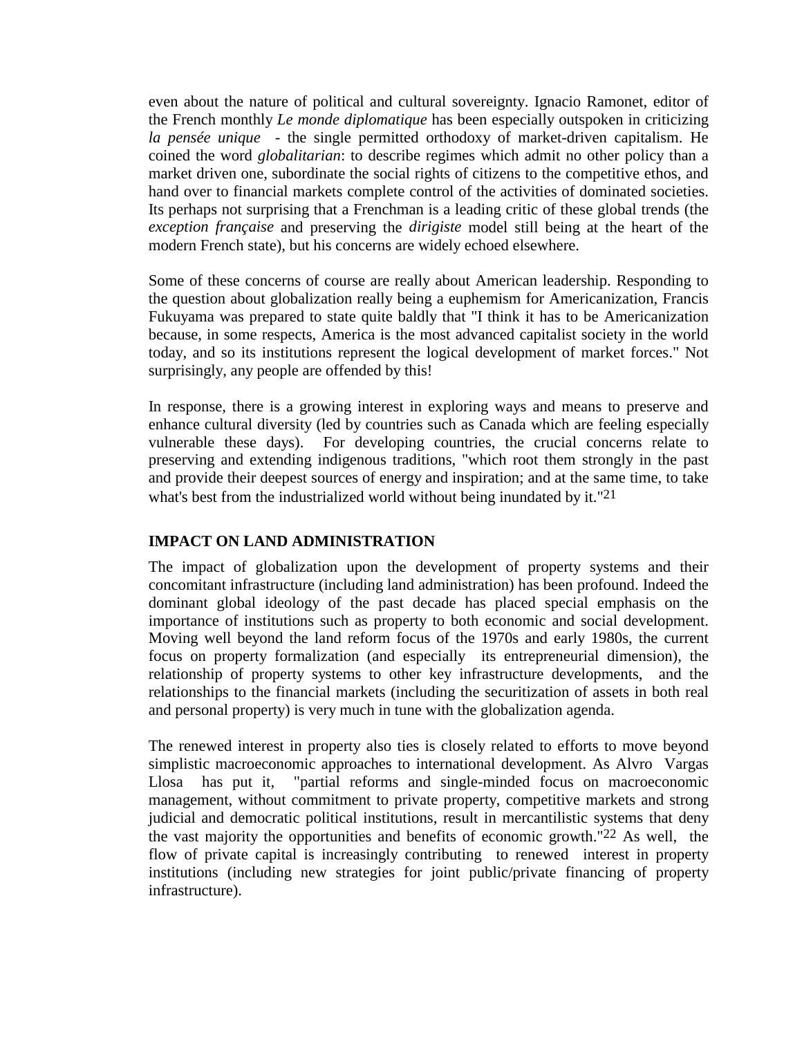even about the nature of political and cultural sovereignty. Ignacio Ramonet, editor of the French monthly *Le monde diplomatique* has been especially outspoken in criticizing *la pensée unique* - the single permitted orthodoxy of market-driven capitalism. He coined the word *globalitarian*: to describe regimes which admit no other policy than a market driven one, subordinate the social rights of citizens to the competitive ethos, and hand over to financial markets complete control of the activities of dominated societies. Its perhaps not surprising that a Frenchman is a leading critic of these global trends (the *exception française* and preserving the *dirigiste* model still being at the heart of the modern French state), but his concerns are widely echoed elsewhere.

Some of these concerns of course are really about American leadership. Responding to the question about globalization really being a euphemism for Americanization, Francis Fukuyama was prepared to state quite baldly that "I think it has to be Americanization because, in some respects, America is the most advanced capitalist society in the world today, and so its institutions represent the logical development of market forces." Not surprisingly, any people are offended by this!

In response, there is a growing interest in exploring ways and means to preserve and enhance cultural diversity (led by countries such as Canada which are feeling especially vulnerable these days). For developing countries, the crucial concerns relate to preserving and extending indigenous traditions, "which root them strongly in the past and provide their deepest sources of energy and inspiration; and at the same time, to take what's best from the industrialized world without being inundated by it."[21]

## IMPACT ON LAND ADMINISTRATION

The impact of globalization upon the development of property systems and their concomitant infrastructure (including land administration) has been profound. Indeed the dominant global ideology of the past decade has placed special emphasis on the importance of institutions such as property to both economic and social development. Moving well beyond the land reform focus of the 1970s and early 1980s, the current focus on property formalization (and especially its entrepreneurial dimension), the relationship of property systems to other key infrastructure developments, and the relationships to the financial markets (including the securitization of assets in both real and personal property) is very much in tune with the globalization agenda.

The renewed interest in property also ties is closely related to efforts to move beyond simplistic macroeconomic approaches to international development. As Alvro Vargas Llosa has put it, "partial reforms and single-minded focus on macroeconomic management, without commitment to private property, competitive markets and strong judicial and democratic political institutions, result in mercantilistic systems that deny the vast majority the opportunities and benefits of economic growth."[22] As well, the flow of private capital is increasingly contributing to renewed interest in property institutions (including new strategies for joint public/private financing of property infrastructure).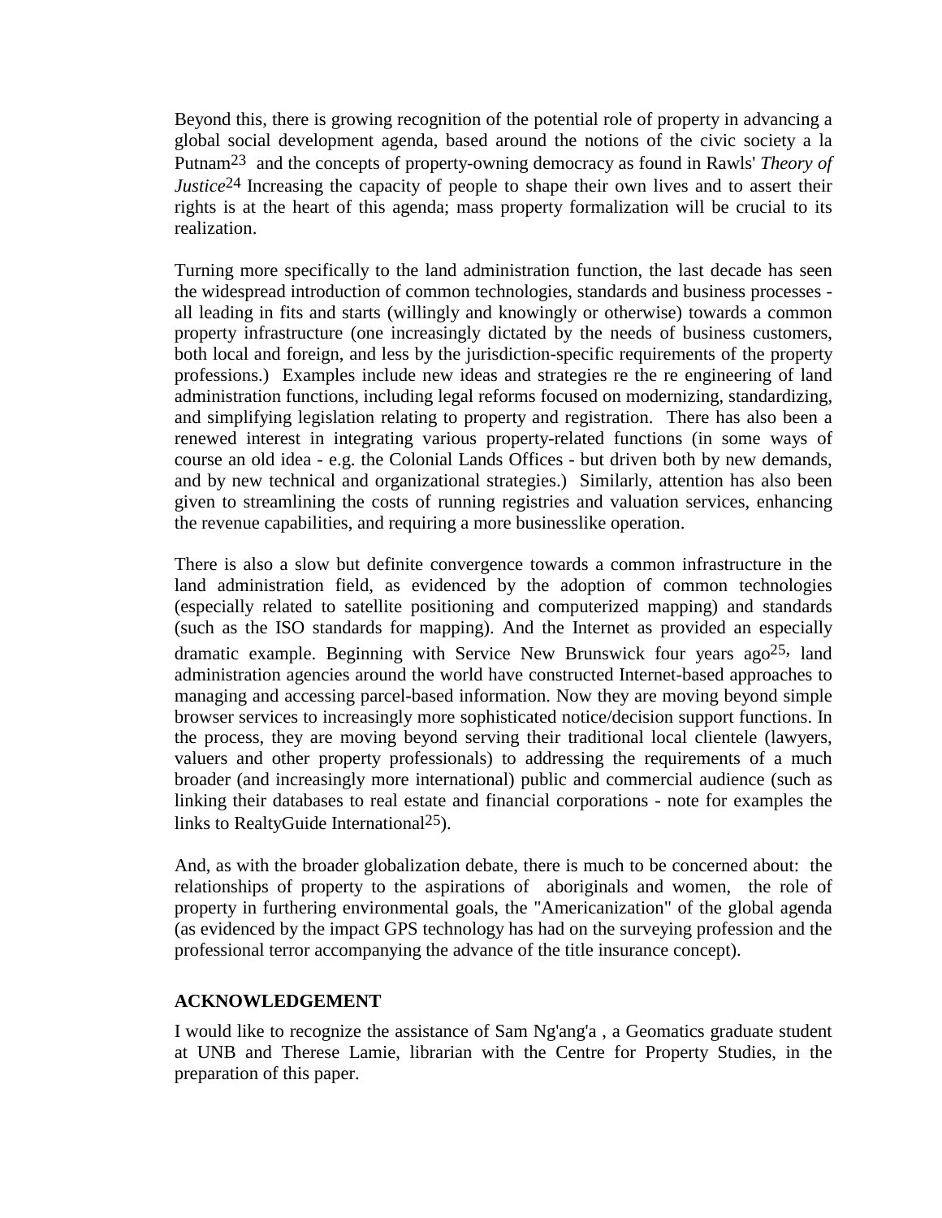Beyond this, there is growing recognition of the potential role of property in advancing a global social development agenda, based around the notions of the civic society a la Putnam[23] and the concepts of property-owning democracy as found in Rawls' *Theory of Justice*[24] Increasing the capacity of people to shape their own lives and to assert their rights is at the heart of this agenda; mass property formalization will be crucial to its realization.

Turning more specifically to the land administration function, the last decade has seen the widespread introduction of common technologies, standards and business processes - all leading in fits and starts (willingly and knowingly or otherwise) towards a common property infrastructure (one increasingly dictated by the needs of business customers, both local and foreign, and less by the jurisdiction-specific requirements of the property professions.) Examples include new ideas and strategies re the re engineering of land administration functions, including legal reforms focused on modernizing, standardizing, and simplifying legislation relating to property and registration. There has also been a renewed interest in integrating various property-related functions (in some ways of course an old idea - e.g. the Colonial Lands Offices - but driven both by new demands, and by new technical and organizational strategies.) Similarly, attention has also been given to streamlining the costs of running registries and valuation services, enhancing the revenue capabilities, and requiring a more businesslike operation.

There is also a slow but definite convergence towards a common infrastructure in the land administration field, as evidenced by the adoption of common technologies (especially related to satellite positioning and computerized mapping) and standards (such as the ISO standards for mapping). And the Internet as provided an especially dramatic example. Beginning with Service New Brunswick four years ago[25], land administration agencies around the world have constructed Internet-based approaches to managing and accessing parcel-based information. Now they are moving beyond simple browser services to increasingly more sophisticated notice/decision support functions. In the process, they are moving beyond serving their traditional local clientele (lawyers, valuers and other property professionals) to addressing the requirements of a much broader (and increasingly more international) public and commercial audience (such as linking their databases to real estate and financial corporations - note for examples the links to RealtyGuide International[25]).

And, as with the broader globalization debate, there is much to be concerned about: the relationships of property to the aspirations of aboriginals and women, the role of property in furthering environmental goals, the "Americanization" of the global agenda (as evidenced by the impact GPS technology has had on the surveying profession and the professional terror accompanying the advance of the title insurance concept).

## ACKNOWLEDGEMENT

I would like to recognize the assistance of Sam Ng'ang'a , a Geomatics graduate student at UNB and Therese Lamie, librarian with the Centre for Property Studies, in the preparation of this paper.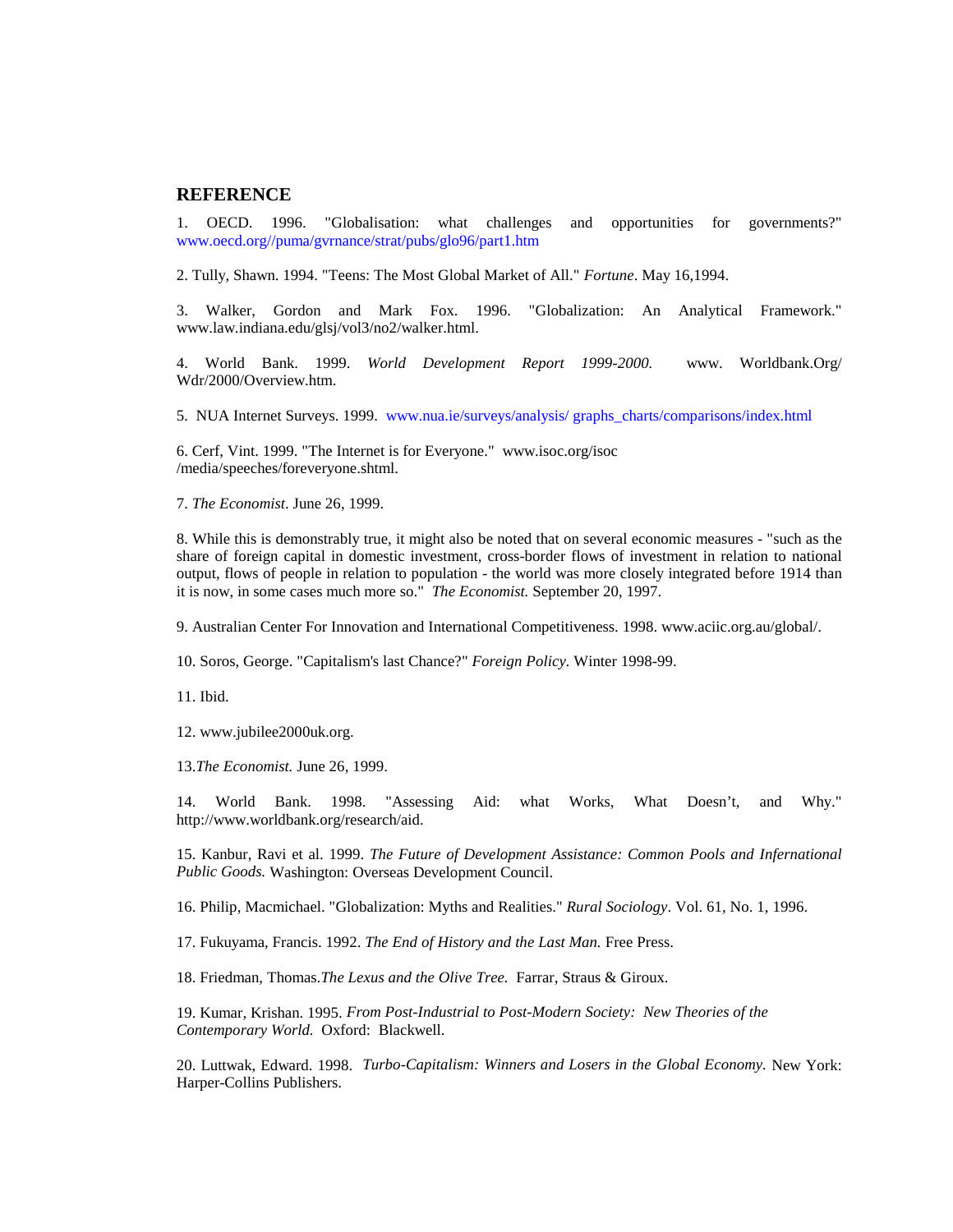## REFERENCE

1. OECD. 1996. "Globalisation: what challenges and opportunities for governments?" www.oecd.org//puma/gvrnance/strat/pubs/glo96/part1.htm

2. Tully, Shawn. 1994. "Teens: The Most Global Market of All." *Fortune*. May 16,1994.

3. Walker, Gordon and Mark Fox. 1996. "Globalization: An Analytical Framework." www.law.indiana.edu/glsj/vol3/no2/walker.html.

4. World Bank. 1999. *World Development Report 1999-2000.* www. Worldbank.Org/ Wdr/2000/Overview.htm.

5. NUA Internet Surveys. 1999. www.nua.ie/surveys/analysis/ graphs_charts/comparisons/index.html

6. Cerf, Vint. 1999. "The Internet is for Everyone." www.isoc.org/isoc /media/speeches/foreveryone.shtml.

7. *The Economist*. June 26, 1999.

8. While this is demonstrably true, it might also be noted that on several economic measures - "such as the share of foreign capital in domestic investment, cross-border flows of investment in relation to national output, flows of people in relation to population - the world was more closely integrated before 1914 than it is now, in some cases much more so." *The Economist.* September 20, 1997.

9. Australian Center For Innovation and International Competitiveness. 1998. www.aciic.org.au/global/.

10. Soros, George. "Capitalism's last Chance?" *Foreign Policy.* Winter 1998-99.

11. Ibid.

12. www.jubilee2000uk.org.

13. *The Economist.* June 26, 1999.

14. World Bank. 1998. "Assessing Aid: what Works, What Doesn't, and Why." http://www.worldbank.org/research/aid.

15. Kanbur, Ravi et al. 1999. *The Future of Development Assistance: Common Pools and Infernational Public Goods.* Washington: Overseas Development Council.

16. Philip, Macmichael. "Globalization: Myths and Realities." *Rural Sociology*. Vol. 61, No. 1, 1996.

17. Fukuyama, Francis. 1992. *The End of History and the Last Man.* Free Press.

18. Friedman, Thomas.*The Lexus and the Olive Tree.* Farrar, Straus & Giroux.

19. Kumar, Krishan. 1995. *From Post-Industrial to Post-Modern Society: New Theories of the Contemporary World.* Oxford: Blackwell.

20. Luttwak, Edward. 1998. *Turbo-Capitalism: Winners and Losers in the Global Economy.* New York: Harper-Collins Publishers.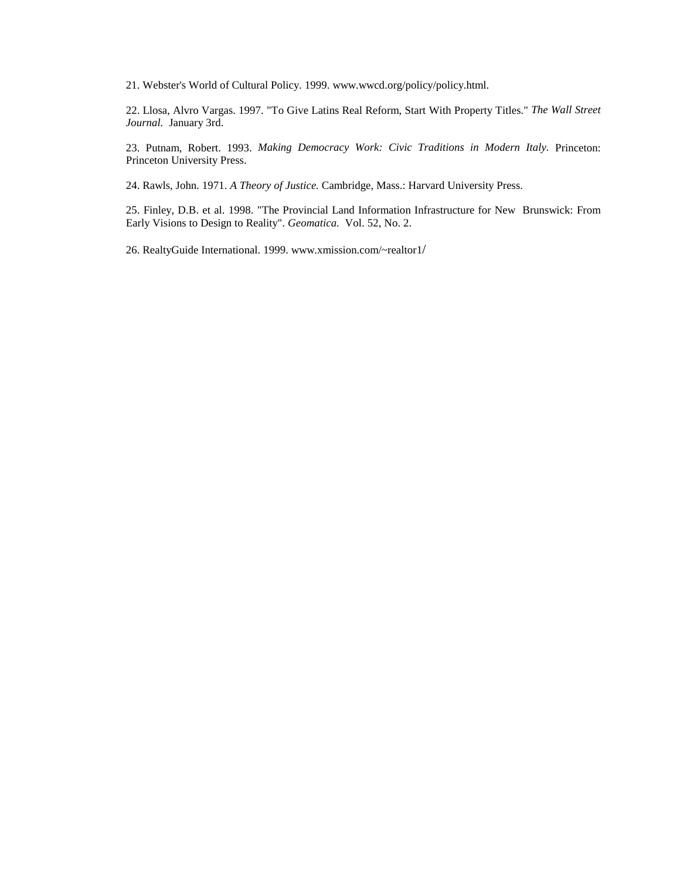21. Webster's World of Cultural Policy. 1999. www.wwcd.org/policy/policy.html.

22. Llosa, Alvro Vargas. 1997. "To Give Latins Real Reform, Start With Property Titles." *The Wall Street Journal.* January 3rd.

23. Putnam, Robert. 1993. *Making Democracy Work: Civic Traditions in Modern Italy*. Princeton: Princeton University Press.

24. Rawls, John. 1971. *A Theory of Justice.* Cambridge, Mass.: Harvard University Press.

25. Finley, D.B. et al. 1998. "The Provincial Land Information Infrastructure for New Brunswick: From Early Visions to Design to Reality". *Geomatica.* Vol. 52, No. 2.

26. RealtyGuide International. 1999. www.xmission.com/~realtor1/